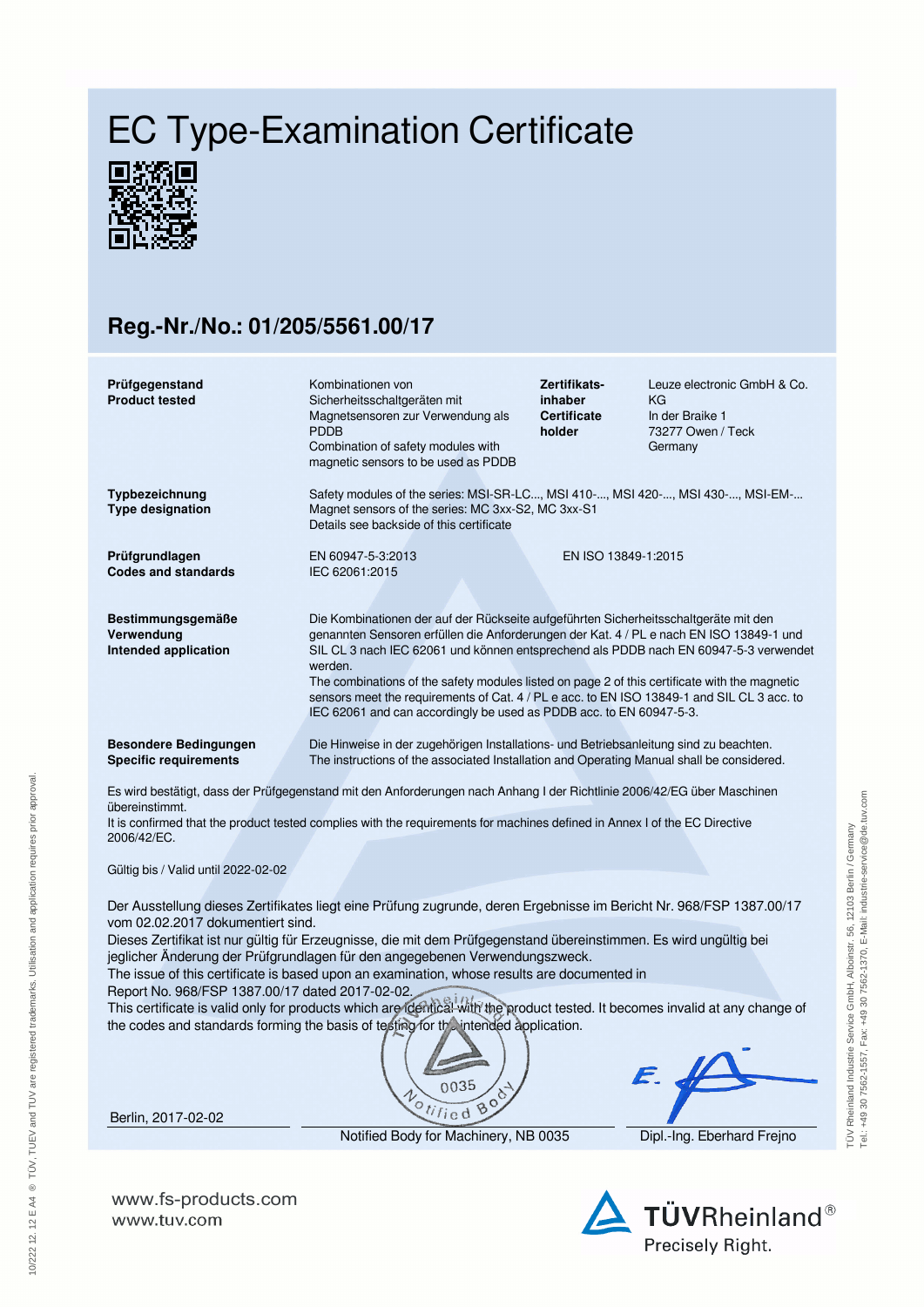# EC Type-Examination Certificate

## Reg.-Nr./No.: 01/205/5561.00/17

| | | | |
|---|---|---|---|
| **Prüfgegenstand**<br>**Product tested** | Kombinationen von Sicherheitsschaltgeräten mit Magnetsensoren zur Verwendung als PDDB<br>Combination of safety modules with magnetic sensors to be used as PDDB | **Zertifikats-inhaber**<br>**Certificate holder** | Leuze electronic GmbH & Co. KG<br>In der Braike 1<br>73277 Owen / Teck<br>Germany |

**Typbezeichnung**
**Type designation**

Safety modules of the series: MSI-SR-LC..., MSI 410-..., MSI 420-..., MSI 430-..., MSI-EM-...
Magnet sensors of the series: MC 3xx-S2, MC 3xx-S1
Details see backside of this certificate

**Prüfgrundlagen**
**Codes and standards**

EN 60947-5-3:2013
IEC 62061:2015
EN ISO 13849-1:2015

**Bestimmungsgemäße Verwendung**
**Intended application**

Die Kombinationen der auf der Rückseite aufgeführten Sicherheitsschaltgeräte mit den genannten Sensoren erfüllen die Anforderungen der Kat. 4 / PL e nach EN ISO 13849-1 und SIL CL 3 nach IEC 62061 und können entsprechend als PDDB nach EN 60947-5-3 verwendet werden.
The combinations of the safety modules listed on page 2 of this certificate with the magnetic sensors meet the requirements of Cat. 4 / PL e acc. to EN ISO 13849-1 and SIL CL 3 acc. to IEC 62061 and can accordingly be used as PDDB acc. to EN 60947-5-3.

**Besondere Bedingungen**
**Specific requirements**

Die Hinweise in der zugehörigen Installations- und Betriebsanleitung sind zu beachten.
The instructions of the associated Installation and Operating Manual shall be considered.

Es wird bestätigt, dass der Prüfgegenstand mit den Anforderungen nach Anhang I der Richtlinie 2006/42/EG über Maschinen übereinstimmt.
It is confirmed that the product tested complies with the requirements for machines defined in Annex I of the EC Directive 2006/42/EC.

Gültig bis / Valid until 2022-02-02

Der Ausstellung dieses Zertifikates liegt eine Prüfung zugrunde, deren Ergebnisse im Bericht Nr. 968/FSP 1387.00/17 vom 02.02.2017 dokumentiert sind.
Dieses Zertifikat ist nur gültig für Erzeugnisse, die mit dem Prüfgegenstand übereinstimmen. Es wird ungültig bei jeglicher Änderung der Prüfgrundlagen für den angegebenen Verwendungszweck.
The issue of this certificate is based upon an examination, whose results are documented in Report No. 968/FSP 1387.00/17 dated 2017-02-02.
This certificate is valid only for products which are identical with the product tested. It becomes invalid at any change of the codes and standards forming the basis of testing for the intended application.

Berlin, 2017-02-02

Notified Body for Machinery, NB 0035

Dipl.-Ing. Eberhard Frejno

www.fs-products.com
www.tuv.com

TÜVRheinland®
Precisely Right.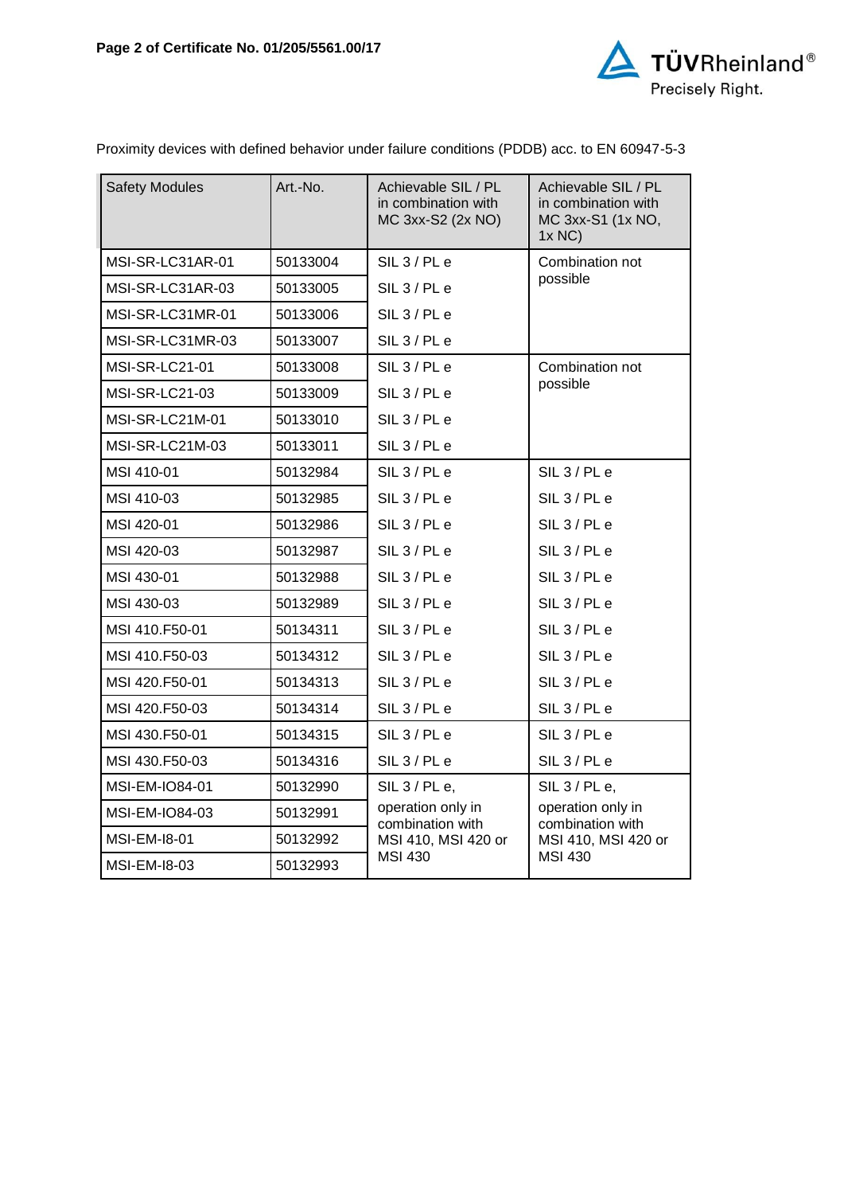Proximity devices with defined behavior under failure conditions (PDDB) acc. to EN 60947-5-3

| Safety Modules | Art.-No. | Achievable SIL / PL in combination with MC 3xx-S2 (2x NO) | Achievable SIL / PL in combination with MC 3xx-S1 (1x NO, 1x NC) |
|---|---|---|---|
| MSI-SR-LC31AR-01 | 50133004 | SIL 3 / PL e | Combination not possible |
| MSI-SR-LC31AR-03 | 50133005 | SIL 3 / PL e | |
| MSI-SR-LC31MR-01 | 50133006 | SIL 3 / PL e | |
| MSI-SR-LC31MR-03 | 50133007 | SIL 3 / PL e | |
| MSI-SR-LC21-01 | 50133008 | SIL 3 / PL e | Combination not possible |
| MSI-SR-LC21-03 | 50133009 | SIL 3 / PL e | |
| MSI-SR-LC21M-01 | 50133010 | SIL 3 / PL e | |
| MSI-SR-LC21M-03 | 50133011 | SIL 3 / PL e | |
| MSI 410-01 | 50132984 | SIL 3 / PL e | SIL 3 / PL e |
| MSI 410-03 | 50132985 | SIL 3 / PL e | SIL 3 / PL e |
| MSI 420-01 | 50132986 | SIL 3 / PL e | SIL 3 / PL e |
| MSI 420-03 | 50132987 | SIL 3 / PL e | SIL 3 / PL e |
| MSI 430-01 | 50132988 | SIL 3 / PL e | SIL 3 / PL e |
| MSI 430-03 | 50132989 | SIL 3 / PL e | SIL 3 / PL e |
| MSI 410.F50-01 | 50134311 | SIL 3 / PL e | SIL 3 / PL e |
| MSI 410.F50-03 | 50134312 | SIL 3 / PL e | SIL 3 / PL e |
| MSI 420.F50-01 | 50134313 | SIL 3 / PL e | SIL 3 / PL e |
| MSI 420.F50-03 | 50134314 | SIL 3 / PL e | SIL 3 / PL e |
| MSI 430.F50-01 | 50134315 | SIL 3 / PL e | SIL 3 / PL e |
| MSI 430.F50-03 | 50134316 | SIL 3 / PL e | SIL 3 / PL e |
| MSI-EM-IO84-01 | 50132990 | SIL 3 / PL e, operation only in combination with MSI 410, MSI 420 or MSI 430 | SIL 3 / PL e, operation only in combination with MSI 410, MSI 420 or MSI 430 |
| MSI-EM-IO84-03 | 50132991 | | |
| MSI-EM-I8-01 | 50132992 | | |
| MSI-EM-I8-03 | 50132993 | | |